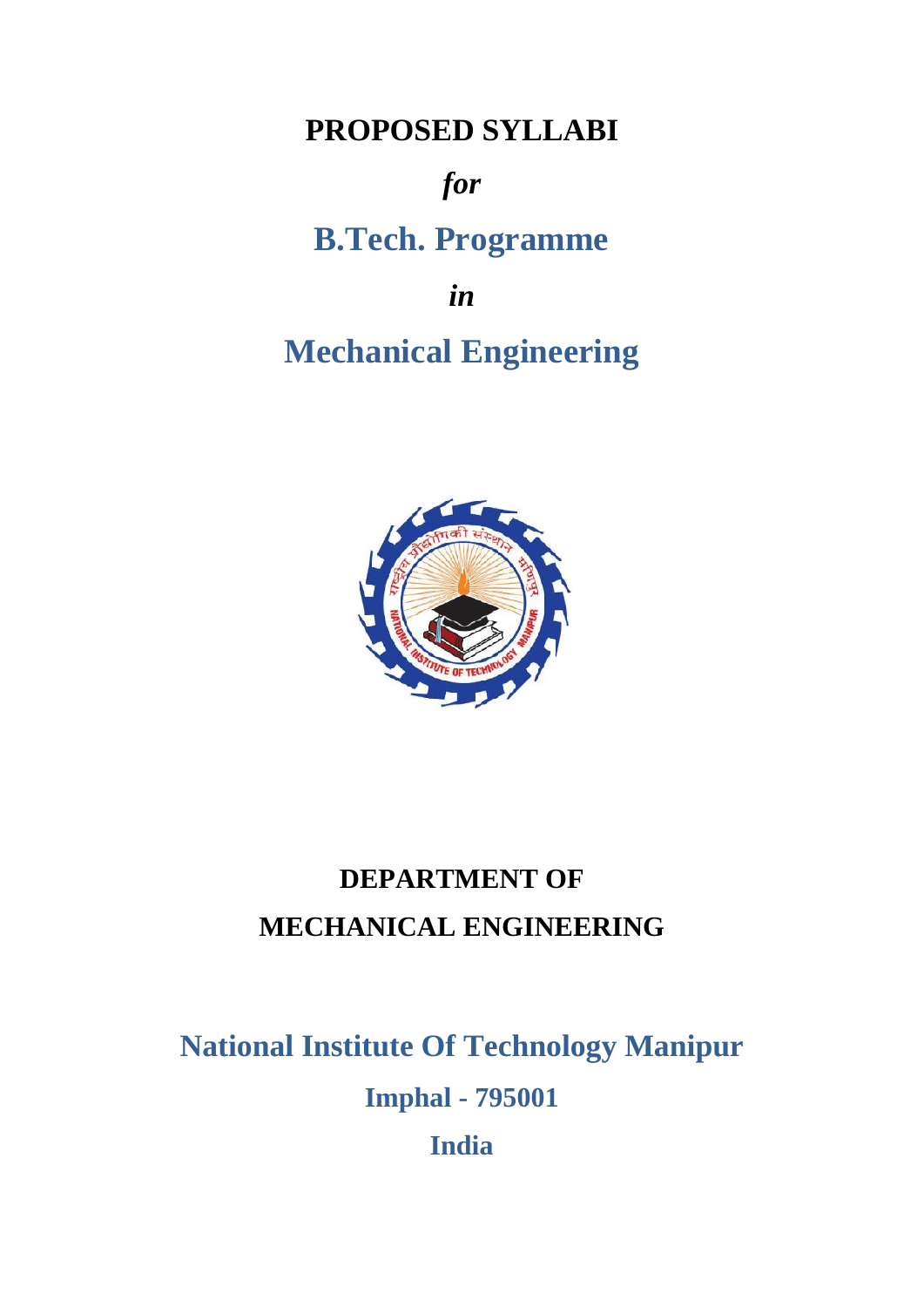# PROPOSED SYLLABI

*for*

## B.Tech. Programme

*in*

## Mechanical Engineering

**DEPARTMENT OF**

**MECHANICAL ENGINEERING**

**National Institute Of Technology Manipur**

**Imphal - 795001**

**India**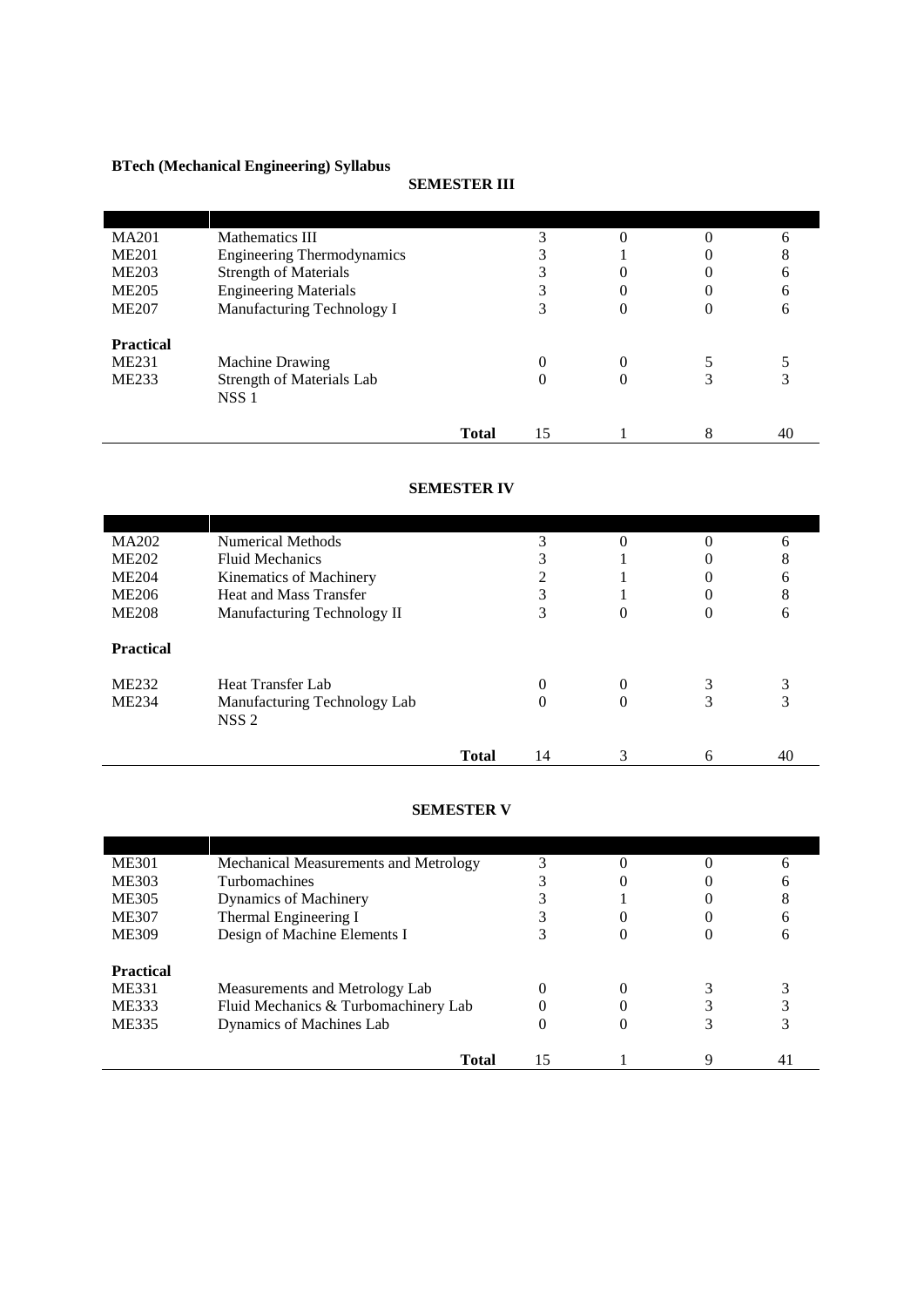**BTech (Mechanical Engineering) Syllabus**

**SEMESTER III**

| | | | | | |
|---|---|---|---|---|---|
| MA201 | Mathematics III | 3 | 0 | 0 | 6 |
| ME201 | Engineering Thermodynamics | 3 | 1 | 0 | 8 |
| ME203 | Strength of Materials | 3 | 0 | 0 | 6 |
| ME205 | Engineering Materials | 3 | 0 | 0 | 6 |
| ME207 | Manufacturing Technology I | 3 | 0 | 0 | 6 |
| **Practical** | | | | | |
| ME231 | Machine Drawing | 0 | 0 | 5 | 5 |
| ME233 | Strength of Materials Lab | 0 | 0 | 3 | 3 |
| | NSS 1 | | | | |
| | **Total** | 15 | 1 | 8 | 40 |

**SEMESTER IV**

| | | | | | |
|---|---|---|---|---|---|
| MA202 | Numerical Methods | 3 | 0 | 0 | 6 |
| ME202 | Fluid Mechanics | 3 | 1 | 0 | 8 |
| ME204 | Kinematics of Machinery | 2 | 1 | 0 | 6 |
| ME206 | Heat and Mass Transfer | 3 | 1 | 0 | 8 |
| ME208 | Manufacturing Technology II | 3 | 0 | 0 | 6 |
| **Practical** | | | | | |
| ME232 | Heat Transfer Lab | 0 | 0 | 3 | 3 |
| ME234 | Manufacturing Technology Lab | 0 | 0 | 3 | 3 |
| | NSS 2 | | | | |
| | **Total** | 14 | 3 | 6 | 40 |

**SEMESTER V**

| | | | | | |
|---|---|---|---|---|---|
| ME301 | Mechanical Measurements and Metrology | 3 | 0 | 0 | 6 |
| ME303 | Turbomachines | 3 | 0 | 0 | 6 |
| ME305 | Dynamics of Machinery | 3 | 1 | 0 | 8 |
| ME307 | Thermal Engineering I | 3 | 0 | 0 | 6 |
| ME309 | Design of Machine Elements I | 3 | 0 | 0 | 6 |
| **Practical** | | | | | |
| ME331 | Measurements and Metrology Lab | 0 | 0 | 3 | 3 |
| ME333 | Fluid Mechanics & Turbomachinery Lab | 0 | 0 | 3 | 3 |
| ME335 | Dynamics of Machines Lab | 0 | 0 | 3 | 3 |
| | **Total** | 15 | 1 | 9 | 41 |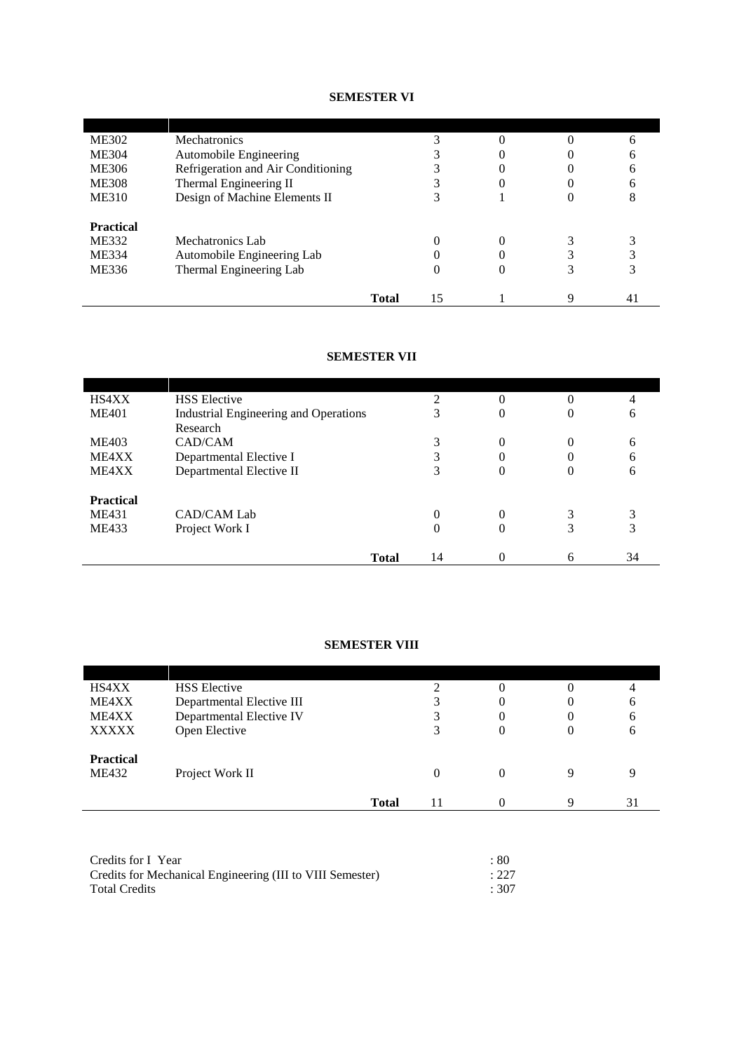**SEMESTER VI**

| | | | | | |
|---|---|---|---|---|---|
| ME302 | Mechatronics | 3 | 0 | 0 | 6 |
| ME304 | Automobile Engineering | 3 | 0 | 0 | 6 |
| ME306 | Refrigeration and Air Conditioning | 3 | 0 | 0 | 6 |
| ME308 | Thermal Engineering II | 3 | 0 | 0 | 6 |
| ME310 | Design of Machine Elements II | 3 | 1 | 0 | 8 |
| **Practical** | | | | | |
| ME332 | Mechatronics Lab | 0 | 0 | 3 | 3 |
| ME334 | Automobile Engineering Lab | 0 | 0 | 3 | 3 |
| ME336 | Thermal Engineering Lab | 0 | 0 | 3 | 3 |
| | **Total** | 15 | 1 | 9 | 41 |

**SEMESTER VII**

| | | | | | |
|---|---|---|---|---|---|
| HS4XX | HSS Elective | 2 | 0 | 0 | 4 |
| ME401 | Industrial Engineering and Operations Research | 3 | 0 | 0 | 6 |
| ME403 | CAD/CAM | 3 | 0 | 0 | 6 |
| ME4XX | Departmental Elective I | 3 | 0 | 0 | 6 |
| ME4XX | Departmental Elective II | 3 | 0 | 0 | 6 |
| **Practical** | | | | | |
| ME431 | CAD/CAM Lab | 0 | 0 | 3 | 3 |
| ME433 | Project Work I | 0 | 0 | 3 | 3 |
| | **Total** | 14 | 0 | 6 | 34 |

**SEMESTER VIII**

| | | | | | |
|---|---|---|---|---|---|
| HS4XX | HSS Elective | 2 | 0 | 0 | 4 |
| ME4XX | Departmental Elective III | 3 | 0 | 0 | 6 |
| ME4XX | Departmental Elective IV | 3 | 0 | 0 | 6 |
| XXXXX | Open Elective | 3 | 0 | 0 | 6 |
| **Practical** | | | | | |
| ME432 | Project Work II | 0 | 0 | 9 | 9 |
| | **Total** | 11 | 0 | 9 | 31 |

| | |
|---|---|
| Credits for I Year | : 80 |
| Credits for Mechanical Engineering (III to VIII Semester) | : 227 |
| Total Credits | : 307 |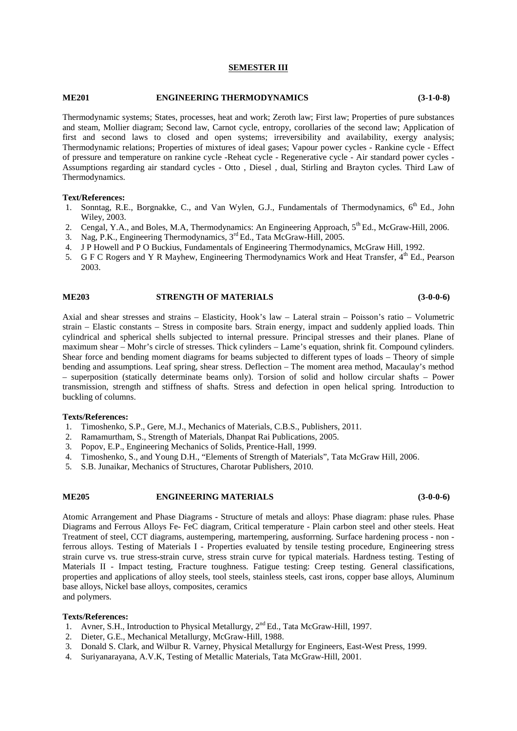## SEMESTER III

### ME201 ENGINEERING THERMODYNAMICS (3-1-0-8)

Thermodynamic systems; States, processes, heat and work; Zeroth law; First law; Properties of pure substances and steam, Mollier diagram; Second law, Carnot cycle, entropy, corollaries of the second law; Application of first and second laws to closed and open systems; irreversibility and availability, exergy analysis; Thermodynamic relations; Properties of mixtures of ideal gases; Vapour power cycles - Rankine cycle - Effect of pressure and temperature on rankine cycle -Reheat cycle - Regenerative cycle - Air standard power cycles - Assumptions regarding air standard cycles - Otto , Diesel , dual, Stirling and Brayton cycles. Third Law of Thermodynamics.

**Text/References:**

1. Sonntag, R.E., Borgnakke, C., and Van Wylen, G.J., Fundamentals of Thermodynamics, 6th Ed., John Wiley, 2003.
2. Cengal, Y.A., and Boles, M.A, Thermodynamics: An Engineering Approach, 5th Ed., McGraw-Hill, 2006.
3. Nag, P.K., Engineering Thermodynamics, 3rd Ed., Tata McGraw-Hill, 2005.
4. J P Howell and P O Buckius, Fundamentals of Engineering Thermodynamics, McGraw Hill, 1992.
5. G F C Rogers and Y R Mayhew, Engineering Thermodynamics Work and Heat Transfer, 4th Ed., Pearson 2003.

### ME203 STRENGTH OF MATERIALS (3-0-0-6)

Axial and shear stresses and strains – Elasticity, Hook's law – Lateral strain – Poisson's ratio – Volumetric strain – Elastic constants – Stress in composite bars. Strain energy, impact and suddenly applied loads. Thin cylindrical and spherical shells subjected to internal pressure. Principal stresses and their planes. Plane of maximum shear – Mohr's circle of stresses. Thick cylinders – Lame's equation, shrink fit. Compound cylinders. Shear force and bending moment diagrams for beams subjected to different types of loads – Theory of simple bending and assumptions. Leaf spring, shear stress. Deflection – The moment area method, Macaulay's method – superposition (statically determinate beams only). Torsion of solid and hollow circular shafts – Power transmission, strength and stiffness of shafts. Stress and defection in open helical spring. Introduction to buckling of columns.

**Texts/References:**

1. Timoshenko, S.P., Gere, M.J., Mechanics of Materials, C.B.S., Publishers, 2011.
2. Ramamurtham, S., Strength of Materials, Dhanpat Rai Publications, 2005.
3. Popov, E.P., Engineering Mechanics of Solids, Prentice-Hall, 1999.
4. Timoshenko, S., and Young D.H., "Elements of Strength of Materials", Tata McGraw Hill, 2006.
5. S.B. Junaikar, Mechanics of Structures, Charotar Publishers, 2010.

### ME205 ENGINEERING MATERIALS (3-0-0-6)

Atomic Arrangement and Phase Diagrams - Structure of metals and alloys: Phase diagram: phase rules. Phase Diagrams and Ferrous Alloys Fe- FeC diagram, Critical temperature - Plain carbon steel and other steels. Heat Treatment of steel, CCT diagrams, austempering, martempering, ausforrning. Surface hardening process - non - ferrous alloys. Testing of Materials I - Properties evaluated by tensile testing procedure, Engineering stress strain curve vs. true stress-strain curve, stress strain curve for typical materials. Hardness testing. Testing of Materials II - Impact testing, Fracture toughness. Fatigue testing: Creep testing. General classifications, properties and applications of alloy steels, tool steels, stainless steels, cast irons, copper base alloys, Aluminum base alloys, Nickel base alloys, composites, ceramics
and polymers.

**Texts/References:**

1. Avner, S.H., Introduction to Physical Metallurgy, 2nd Ed., Tata McGraw-Hill, 1997.
2. Dieter, G.E., Mechanical Metallurgy, McGraw-Hill, 1988.
3. Donald S. Clark, and Wilbur R. Varney, Physical Metallurgy for Engineers, East-West Press, 1999.
4. Suriyanarayana, A.V.K, Testing of Metallic Materials, Tata McGraw-Hill, 2001.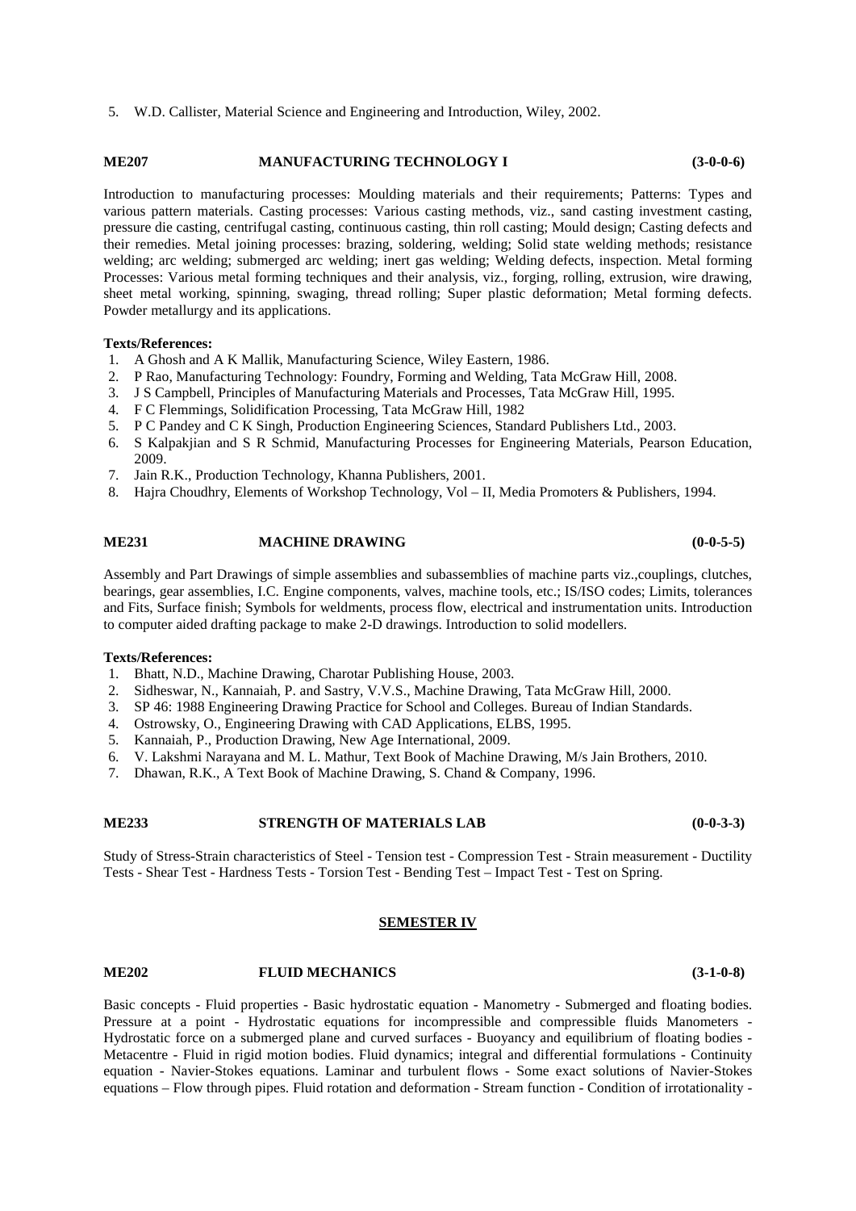5. W.D. Callister, Material Science and Engineering and Introduction, Wiley, 2002.

### ME207 MANUFACTURING TECHNOLOGY I (3-0-0-6)

Introduction to manufacturing processes: Moulding materials and their requirements; Patterns: Types and various pattern materials. Casting processes: Various casting methods, viz., sand casting investment casting, pressure die casting, centrifugal casting, continuous casting, thin roll casting; Mould design; Casting defects and their remedies. Metal joining processes: brazing, soldering, welding; Solid state welding methods; resistance welding; arc welding; submerged arc welding; inert gas welding; Welding defects, inspection. Metal forming Processes: Various metal forming techniques and their analysis, viz., forging, rolling, extrusion, wire drawing, sheet metal working, spinning, swaging, thread rolling; Super plastic deformation; Metal forming defects. Powder metallurgy and its applications.

**Texts/References:**

1. A Ghosh and A K Mallik, Manufacturing Science, Wiley Eastern, 1986.
2. P Rao, Manufacturing Technology: Foundry, Forming and Welding, Tata McGraw Hill, 2008.
3. J S Campbell, Principles of Manufacturing Materials and Processes, Tata McGraw Hill, 1995.
4. F C Flemmings, Solidification Processing, Tata McGraw Hill, 1982
5. P C Pandey and C K Singh, Production Engineering Sciences, Standard Publishers Ltd., 2003.
6. S Kalpakjian and S R Schmid, Manufacturing Processes for Engineering Materials, Pearson Education, 2009.
7. Jain R.K., Production Technology, Khanna Publishers, 2001.
8. Hajra Choudhry, Elements of Workshop Technology, Vol – II, Media Promoters & Publishers, 1994.

### ME231 MACHINE DRAWING (0-0-5-5)

Assembly and Part Drawings of simple assemblies and subassemblies of machine parts viz.,couplings, clutches, bearings, gear assemblies, I.C. Engine components, valves, machine tools, etc.; IS/ISO codes; Limits, tolerances and Fits, Surface finish; Symbols for weldments, process flow, electrical and instrumentation units. Introduction to computer aided drafting package to make 2-D drawings. Introduction to solid modellers.

**Texts/References:**

1. Bhatt, N.D., Machine Drawing, Charotar Publishing House, 2003.
2. Sidheswar, N., Kannaiah, P. and Sastry, V.V.S., Machine Drawing, Tata McGraw Hill, 2000.
3. SP 46: 1988 Engineering Drawing Practice for School and Colleges. Bureau of Indian Standards.
4. Ostrowsky, O., Engineering Drawing with CAD Applications, ELBS, 1995.
5. Kannaiah, P., Production Drawing, New Age International, 2009.
6. V. Lakshmi Narayana and M. L. Mathur, Text Book of Machine Drawing, M/s Jain Brothers, 2010.
7. Dhawan, R.K., A Text Book of Machine Drawing, S. Chand & Company, 1996.

### ME233 STRENGTH OF MATERIALS LAB (0-0-3-3)

Study of Stress-Strain characteristics of Steel - Tension test - Compression Test - Strain measurement - Ductility Tests - Shear Test - Hardness Tests - Torsion Test - Bending Test – Impact Test - Test on Spring.

## SEMESTER IV

### ME202 FLUID MECHANICS (3-1-0-8)

Basic concepts - Fluid properties - Basic hydrostatic equation - Manometry - Submerged and floating bodies. Pressure at a point - Hydrostatic equations for incompressible and compressible fluids Manometers - Hydrostatic force on a submerged plane and curved surfaces - Buoyancy and equilibrium of floating bodies - Metacentre - Fluid in rigid motion bodies. Fluid dynamics; integral and differential formulations - Continuity equation - Navier-Stokes equations. Laminar and turbulent flows - Some exact solutions of Navier-Stokes equations – Flow through pipes. Fluid rotation and deformation - Stream function - Condition of irrotationality -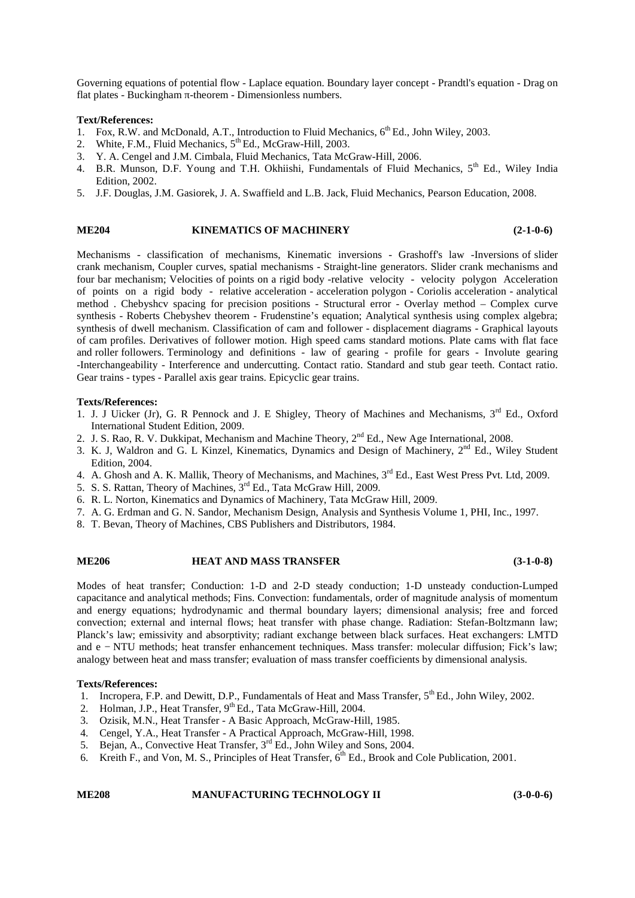Governing equations of potential flow - Laplace equation. Boundary layer concept - Prandtl's equation - Drag on flat plates - Buckingham π-theorem - Dimensionless numbers.

**Text/References:**

1. Fox, R.W. and McDonald, A.T., Introduction to Fluid Mechanics, 6th Ed., John Wiley, 2003.
2. White, F.M., Fluid Mechanics, 5th Ed., McGraw-Hill, 2003.
3. Y. A. Cengel and J.M. Cimbala, Fluid Mechanics, Tata McGraw-Hill, 2006.
4. B.R. Munson, D.F. Young and T.H. Okhiishi, Fundamentals of Fluid Mechanics, 5th Ed., Wiley India Edition, 2002.
5. J.F. Douglas, J.M. Gasiorek, J. A. Swaffield and L.B. Jack, Fluid Mechanics, Pearson Education, 2008.

## ME204 KINEMATICS OF MACHINERY (2-1-0-6)

Mechanisms - classification of mechanisms, Kinematic inversions - Grashoff's law -Inversions of slider crank mechanism, Coupler curves, spatial mechanisms - Straight-line generators. Slider crank mechanisms and four bar mechanism; Velocities of points on a rigid body -relative velocity - velocity polygon Acceleration of points on a rigid body - relative acceleration - acceleration polygon - Coriolis acceleration - analytical method . Chebyshcv spacing for precision positions - Structural error - Overlay method – Complex curve synthesis - Roberts Chebyshev theorem - Frudenstine's equation; Analytical synthesis using complex algebra; synthesis of dwell mechanism. Classification of cam and follower - displacement diagrams - Graphical layouts of cam profiles. Derivatives of follower motion. High speed cams standard motions. Plate cams with flat face and roller followers. Terminology and definitions - law of gearing - profile for gears - Involute gearing -Interchangeability - Interference and undercutting. Contact ratio. Standard and stub gear teeth. Contact ratio. Gear trains - types - Parallel axis gear trains. Epicyclic gear trains.

**Texts/References:**

1. J. J Uicker (Jr), G. R Pennock and J. E Shigley, Theory of Machines and Mechanisms, 3rd Ed., Oxford International Student Edition, 2009.
2. J. S. Rao, R. V. Dukkipat, Mechanism and Machine Theory, 2nd Ed., New Age International, 2008.
3. K. J, Waldron and G. L Kinzel, Kinematics, Dynamics and Design of Machinery, 2nd Ed., Wiley Student Edition, 2004.
4. A. Ghosh and A. K. Mallik, Theory of Mechanisms, and Machines, 3rd Ed., East West Press Pvt. Ltd, 2009.
5. S. S. Rattan, Theory of Machines, 3rd Ed., Tata McGraw Hill, 2009.
6. R. L. Norton, Kinematics and Dynamics of Machinery, Tata McGraw Hill, 2009.
7. A. G. Erdman and G. N. Sandor, Mechanism Design, Analysis and Synthesis Volume 1, PHI, Inc., 1997.
8. T. Bevan, Theory of Machines, CBS Publishers and Distributors, 1984.

## ME206 HEAT AND MASS TRANSFER (3-1-0-8)

Modes of heat transfer; Conduction: 1-D and 2-D steady conduction; 1-D unsteady conduction-Lumped capacitance and analytical methods; Fins. Convection: fundamentals, order of magnitude analysis of momentum and energy equations; hydrodynamic and thermal boundary layers; dimensional analysis; free and forced convection; external and internal flows; heat transfer with phase change. Radiation: Stefan-Boltzmann law; Planck's law; emissivity and absorptivity; radiant exchange between black surfaces. Heat exchangers: LMTD and e − NTU methods; heat transfer enhancement techniques. Mass transfer: molecular diffusion; Fick's law; analogy between heat and mass transfer; evaluation of mass transfer coefficients by dimensional analysis.

**Texts/References:**

1. Incropera, F.P. and Dewitt, D.P., Fundamentals of Heat and Mass Transfer, 5th Ed., John Wiley, 2002.
2. Holman, J.P., Heat Transfer, 9th Ed., Tata McGraw-Hill, 2004.
3. Ozisik, M.N., Heat Transfer - A Basic Approach, McGraw-Hill, 1985.
4. Cengel, Y.A., Heat Transfer - A Practical Approach, McGraw-Hill, 1998.
5. Bejan, A., Convective Heat Transfer, 3rd Ed., John Wiley and Sons, 2004.
6. Kreith F., and Von, M. S., Principles of Heat Transfer, 6th Ed., Brook and Cole Publication, 2001.

## ME208 MANUFACTURING TECHNOLOGY II (3-0-0-6)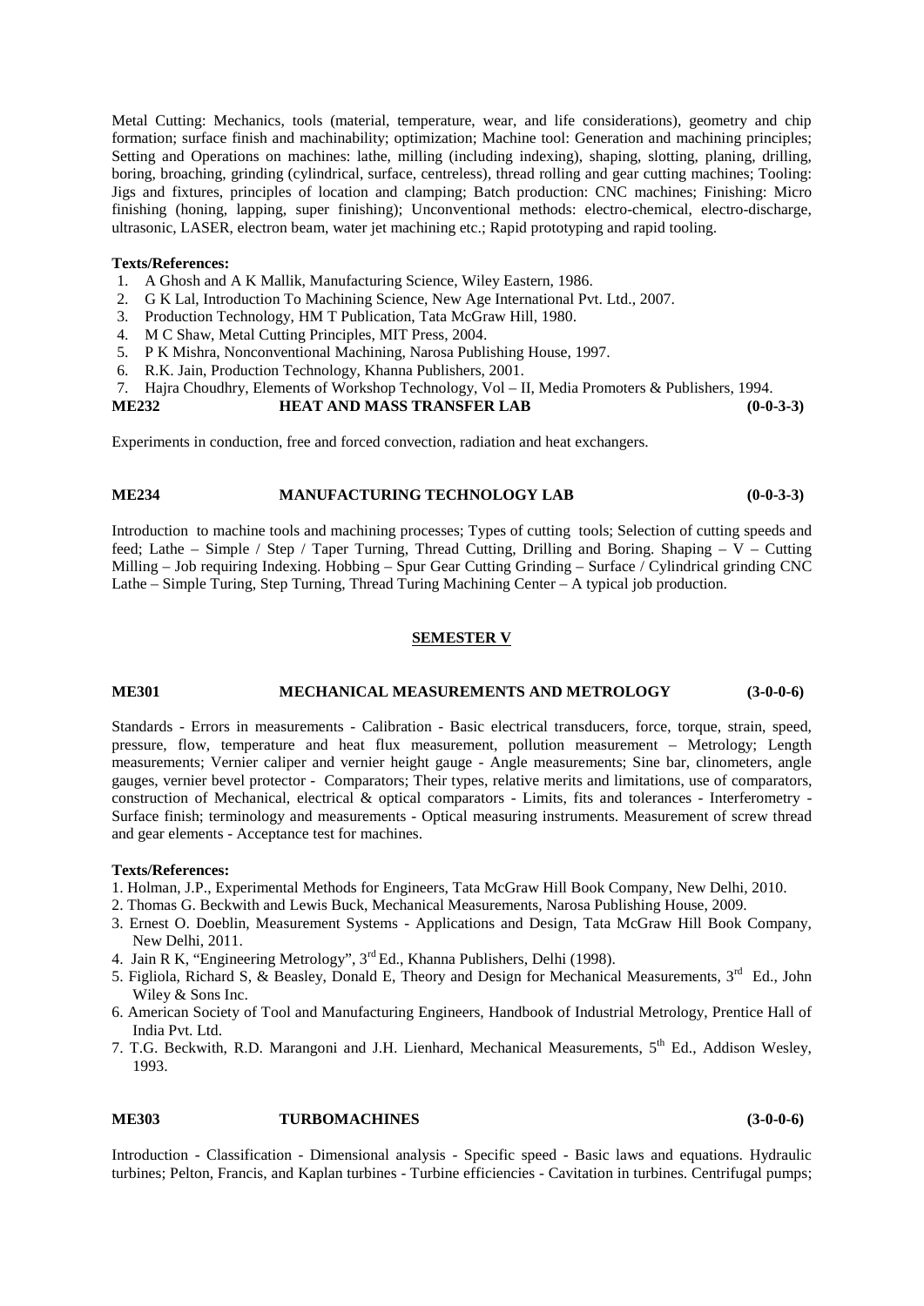Metal Cutting: Mechanics, tools (material, temperature, wear, and life considerations), geometry and chip formation; surface finish and machinability; optimization; Machine tool: Generation and machining principles; Setting and Operations on machines: lathe, milling (including indexing), shaping, slotting, planing, drilling, boring, broaching, grinding (cylindrical, surface, centreless), thread rolling and gear cutting machines; Tooling: Jigs and fixtures, principles of location and clamping; Batch production: CNC machines; Finishing: Micro finishing (honing, lapping, super finishing); Unconventional methods: electro-chemical, electro-discharge, ultrasonic, LASER, electron beam, water jet machining etc.; Rapid prototyping and rapid tooling.

**Texts/References:**

1. A Ghosh and A K Mallik, Manufacturing Science, Wiley Eastern, 1986.
2. G K Lal, Introduction To Machining Science, New Age International Pvt. Ltd., 2007.
3. Production Technology, HM T Publication, Tata McGraw Hill, 1980.
4. M C Shaw, Metal Cutting Principles, MIT Press, 2004.
5. P K Mishra, Nonconventional Machining, Narosa Publishing House, 1997.
6. R.K. Jain, Production Technology, Khanna Publishers, 2001.
7. Hajra Choudhry, Elements of Workshop Technology, Vol – II, Media Promoters & Publishers, 1994.

**ME232 HEAT AND MASS TRANSFER LAB (0-0-3-3)**

Experiments in conduction, free and forced convection, radiation and heat exchangers.

**ME234 MANUFACTURING TECHNOLOGY LAB (0-0-3-3)**

Introduction to machine tools and machining processes; Types of cutting tools; Selection of cutting speeds and feed; Lathe – Simple / Step / Taper Turning, Thread Cutting, Drilling and Boring. Shaping – V – Cutting Milling – Job requiring Indexing. Hobbing – Spur Gear Cutting Grinding – Surface / Cylindrical grinding CNC Lathe – Simple Turing, Step Turning, Thread Turing Machining Center – A typical job production.

## SEMESTER V

**ME301 MECHANICAL MEASUREMENTS AND METROLOGY (3-0-0-6)**

Standards - Errors in measurements - Calibration - Basic electrical transducers, force, torque, strain, speed, pressure, flow, temperature and heat flux measurement, pollution measurement – Metrology; Length measurements; Vernier caliper and vernier height gauge - Angle measurements; Sine bar, clinometers, angle gauges, vernier bevel protector - Comparators; Their types, relative merits and limitations, use of comparators, construction of Mechanical, electrical & optical comparators - Limits, fits and tolerances - Interferometry - Surface finish; terminology and measurements - Optical measuring instruments. Measurement of screw thread and gear elements - Acceptance test for machines.

**Texts/References:**

1. Holman, J.P., Experimental Methods for Engineers, Tata McGraw Hill Book Company, New Delhi, 2010.
2. Thomas G. Beckwith and Lewis Buck, Mechanical Measurements, Narosa Publishing House, 2009.
3. Ernest O. Doeblin, Measurement Systems - Applications and Design, Tata McGraw Hill Book Company, New Delhi, 2011.
4. Jain R K, "Engineering Metrology", 3rd Ed., Khanna Publishers, Delhi (1998).
5. Figliola, Richard S, & Beasley, Donald E, Theory and Design for Mechanical Measurements, 3rd Ed., John Wiley & Sons Inc.
6. American Society of Tool and Manufacturing Engineers, Handbook of Industrial Metrology, Prentice Hall of India Pvt. Ltd.
7. T.G. Beckwith, R.D. Marangoni and J.H. Lienhard, Mechanical Measurements, 5th Ed., Addison Wesley, 1993.

**ME303 TURBOMACHINES (3-0-0-6)**

Introduction - Classification - Dimensional analysis - Specific speed - Basic laws and equations. Hydraulic turbines; Pelton, Francis, and Kaplan turbines - Turbine efficiencies - Cavitation in turbines. Centrifugal pumps;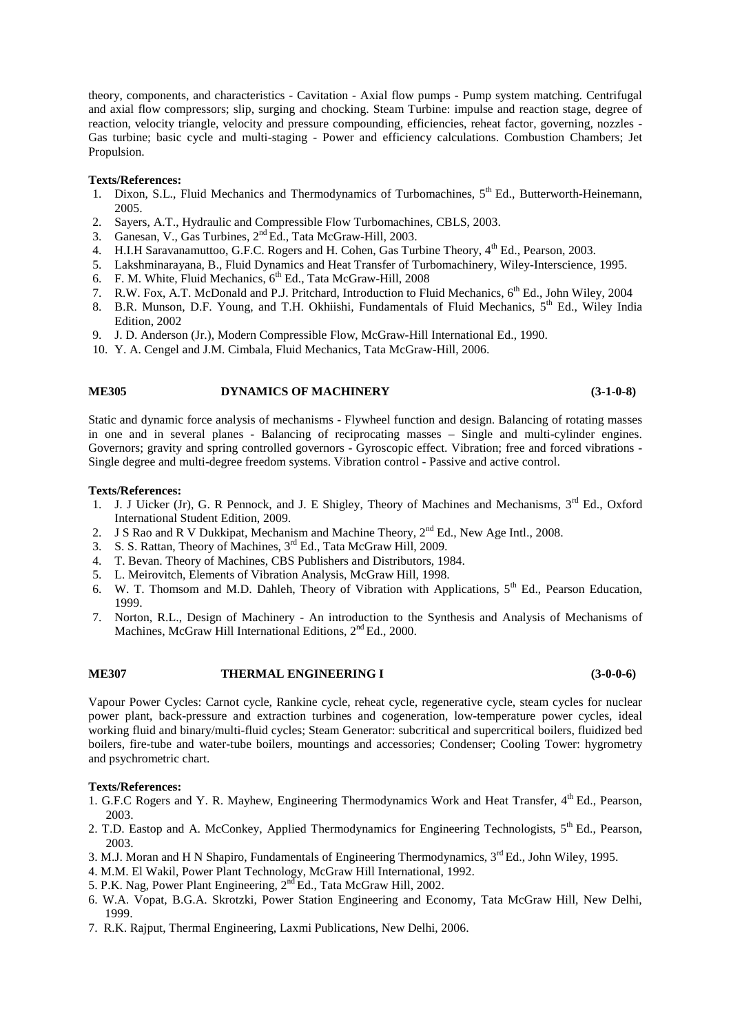theory, components, and characteristics - Cavitation - Axial flow pumps - Pump system matching. Centrifugal and axial flow compressors; slip, surging and chocking. Steam Turbine: impulse and reaction stage, degree of reaction, velocity triangle, velocity and pressure compounding, efficiencies, reheat factor, governing, nozzles - Gas turbine; basic cycle and multi-staging - Power and efficiency calculations. Combustion Chambers; Jet Propulsion.

**Texts/References:**

1. Dixon, S.L., Fluid Mechanics and Thermodynamics of Turbomachines, 5th Ed., Butterworth-Heinemann, 2005.
2. Sayers, A.T., Hydraulic and Compressible Flow Turbomachines, CBLS, 2003.
3. Ganesan, V., Gas Turbines, 2nd Ed., Tata McGraw-Hill, 2003.
4. H.I.H Saravanamuttoo, G.F.C. Rogers and H. Cohen, Gas Turbine Theory, 4th Ed., Pearson, 2003.
5. Lakshminarayana, B., Fluid Dynamics and Heat Transfer of Turbomachinery, Wiley-Interscience, 1995.
6. F. M. White, Fluid Mechanics, 6th Ed., Tata McGraw-Hill, 2008
7. R.W. Fox, A.T. McDonald and P.J. Pritchard, Introduction to Fluid Mechanics, 6th Ed., John Wiley, 2004
8. B.R. Munson, D.F. Young, and T.H. Okhiishi, Fundamentals of Fluid Mechanics, 5th Ed., Wiley India Edition, 2002
9. J. D. Anderson (Jr.), Modern Compressible Flow, McGraw-Hill International Ed., 1990.
10. Y. A. Cengel and J.M. Cimbala, Fluid Mechanics, Tata McGraw-Hill, 2006.

## ME305 DYNAMICS OF MACHINERY (3-1-0-8)

Static and dynamic force analysis of mechanisms - Flywheel function and design. Balancing of rotating masses in one and in several planes - Balancing of reciprocating masses – Single and multi-cylinder engines. Governors; gravity and spring controlled governors - Gyroscopic effect. Vibration; free and forced vibrations - Single degree and multi-degree freedom systems. Vibration control - Passive and active control.

**Texts/References:**

1. J. J Uicker (Jr), G. R Pennock, and J. E Shigley, Theory of Machines and Mechanisms, 3rd Ed., Oxford International Student Edition, 2009.
2. J S Rao and R V Dukkipat, Mechanism and Machine Theory, 2nd Ed., New Age Intl., 2008.
3. S. S. Rattan, Theory of Machines, 3rd Ed., Tata McGraw Hill, 2009.
4. T. Bevan. Theory of Machines, CBS Publishers and Distributors, 1984.
5. L. Meirovitch, Elements of Vibration Analysis, McGraw Hill, 1998.
6. W. T. Thomsom and M.D. Dahleh, Theory of Vibration with Applications, 5th Ed., Pearson Education, 1999.
7. Norton, R.L., Design of Machinery - An introduction to the Synthesis and Analysis of Mechanisms of Machines, McGraw Hill International Editions, 2nd Ed., 2000.

## ME307 THERMAL ENGINEERING I (3-0-0-6)

Vapour Power Cycles: Carnot cycle, Rankine cycle, reheat cycle, regenerative cycle, steam cycles for nuclear power plant, back-pressure and extraction turbines and cogeneration, low-temperature power cycles, ideal working fluid and binary/multi-fluid cycles; Steam Generator: subcritical and supercritical boilers, fluidized bed boilers, fire-tube and water-tube boilers, mountings and accessories; Condenser; Cooling Tower: hygrometry and psychrometric chart.

**Texts/References:**

1. G.F.C Rogers and Y. R. Mayhew, Engineering Thermodynamics Work and Heat Transfer, 4th Ed., Pearson, 2003.
2. T.D. Eastop and A. McConkey, Applied Thermodynamics for Engineering Technologists, 5th Ed., Pearson, 2003.
3. M.J. Moran and H N Shapiro, Fundamentals of Engineering Thermodynamics, 3rd Ed., John Wiley, 1995.
4. M.M. El Wakil, Power Plant Technology, McGraw Hill International, 1992.
5. P.K. Nag, Power Plant Engineering, 2nd Ed., Tata McGraw Hill, 2002.
6. W.A. Vopat, B.G.A. Skrotzki, Power Station Engineering and Economy, Tata McGraw Hill, New Delhi, 1999.
7. R.K. Rajput, Thermal Engineering, Laxmi Publications, New Delhi, 2006.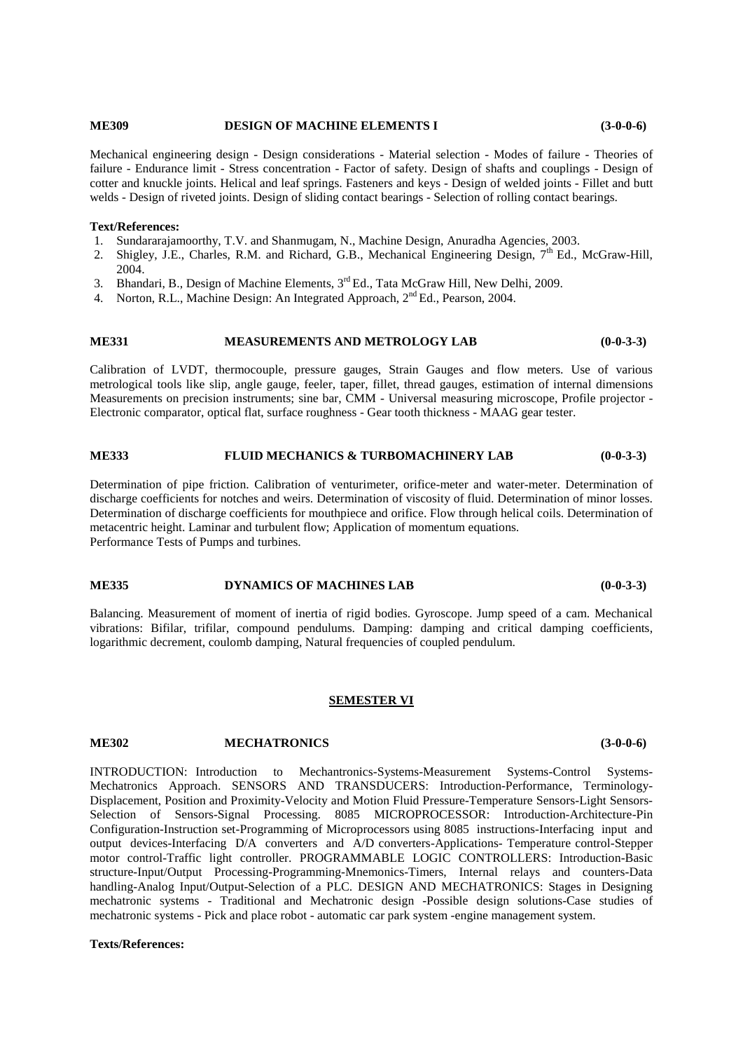**ME309 DESIGN OF MACHINE ELEMENTS I (3-0-0-6)**

Mechanical engineering design - Design considerations - Material selection - Modes of failure - Theories of failure - Endurance limit - Stress concentration - Factor of safety. Design of shafts and couplings - Design of cotter and knuckle joints. Helical and leaf springs. Fasteners and keys - Design of welded joints - Fillet and butt welds - Design of riveted joints. Design of sliding contact bearings - Selection of rolling contact bearings.

**Text/References:**

1. Sundararajamoorthy, T.V. and Shanmugam, N., Machine Design, Anuradha Agencies, 2003.
2. Shigley, J.E., Charles, R.M. and Richard, G.B., Mechanical Engineering Design, 7th Ed., McGraw-Hill, 2004.
3. Bhandari, B., Design of Machine Elements, 3rd Ed., Tata McGraw Hill, New Delhi, 2009.
4. Norton, R.L., Machine Design: An Integrated Approach, 2nd Ed., Pearson, 2004.

**ME331 MEASUREMENTS AND METROLOGY LAB (0-0-3-3)**

Calibration of LVDT, thermocouple, pressure gauges, Strain Gauges and flow meters. Use of various metrological tools like slip, angle gauge, feeler, taper, fillet, thread gauges, estimation of internal dimensions Measurements on precision instruments; sine bar, CMM - Universal measuring microscope, Profile projector - Electronic comparator, optical flat, surface roughness - Gear tooth thickness - MAAG gear tester.

**ME333 FLUID MECHANICS & TURBOMACHINERY LAB (0-0-3-3)**

Determination of pipe friction. Calibration of venturimeter, orifice-meter and water-meter. Determination of discharge coefficients for notches and weirs. Determination of viscosity of fluid. Determination of minor losses. Determination of discharge coefficients for mouthpiece and orifice. Flow through helical coils. Determination of metacentric height. Laminar and turbulent flow; Application of momentum equations.
Performance Tests of Pumps and turbines.

**ME335 DYNAMICS OF MACHINES LAB (0-0-3-3)**

Balancing. Measurement of moment of inertia of rigid bodies. Gyroscope. Jump speed of a cam. Mechanical vibrations: Bifilar, trifilar, compound pendulums. Damping: damping and critical damping coefficients, logarithmic decrement, coulomb damping, Natural frequencies of coupled pendulum.

## SEMESTER VI

**ME302 MECHATRONICS (3-0-0-6)**

INTRODUCTION: Introduction to Mechantronics-Systems-Measurement Systems-Control Systems-Mechatronics Approach. SENSORS AND TRANSDUCERS: Introduction-Performance, Terminology-Displacement, Position and Proximity-Velocity and Motion Fluid Pressure-Temperature Sensors-Light Sensors-Selection of Sensors-Signal Processing. 8085 MICROPROCESSOR: Introduction-Architecture-Pin Configuration-Instruction set-Programming of Microprocessors using 8085 instructions-Interfacing input and output devices-Interfacing D/A converters and A/D converters-Applications- Temperature control-Stepper motor control-Traffic light controller. PROGRAMMABLE LOGIC CONTROLLERS: Introduction-Basic structure-Input/Output Processing-Programming-Mnemonics-Timers, Internal relays and counters-Data handling-Analog Input/Output-Selection of a PLC. DESIGN AND MECHATRONICS: Stages in Designing mechatronic systems - Traditional and Mechatronic design -Possible design solutions-Case studies of mechatronic systems - Pick and place robot - automatic car park system -engine management system.

**Texts/References:**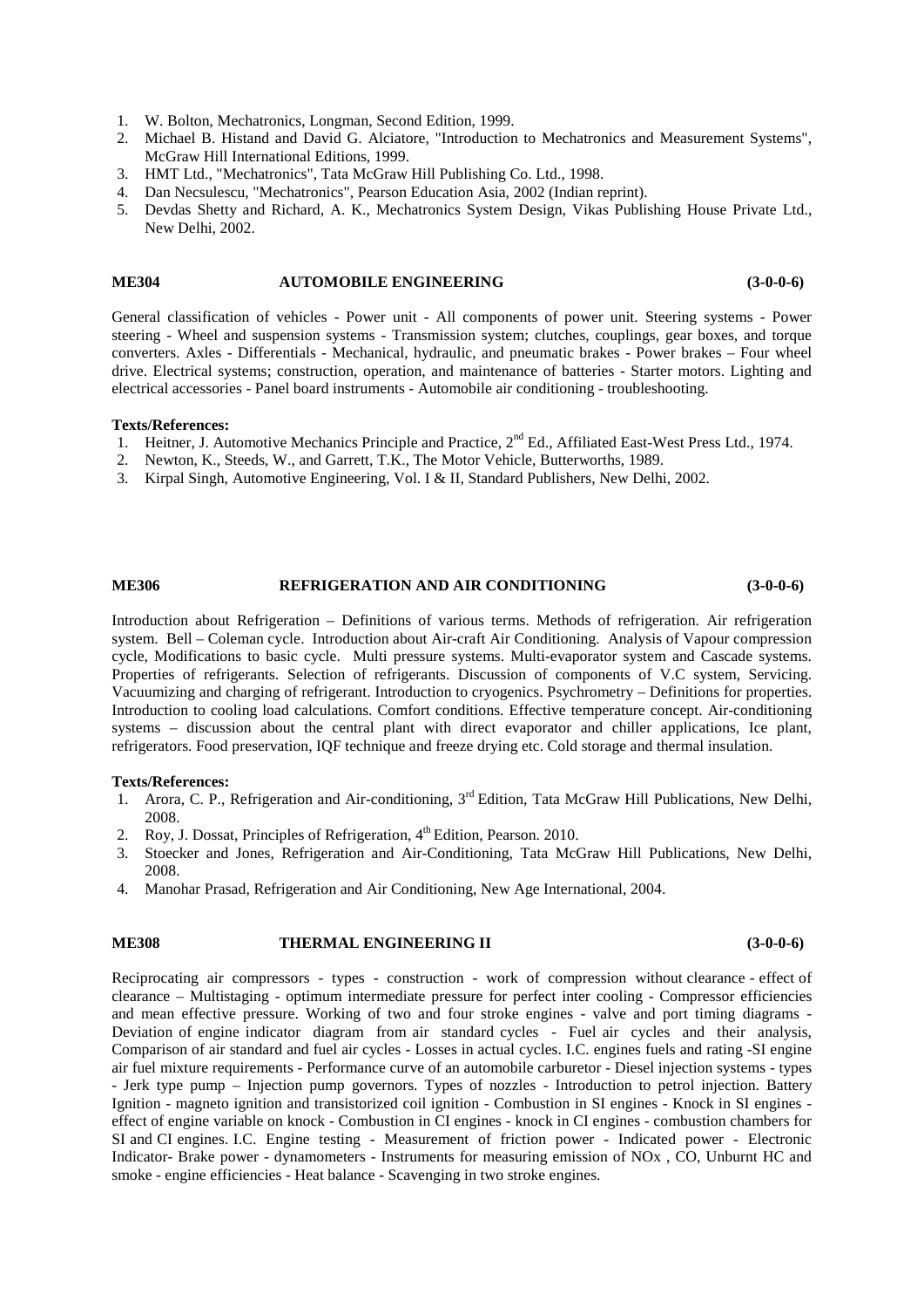1. W. Bolton, Mechatronics, Longman, Second Edition, 1999.
2. Michael B. Histand and David G. Alciatore, "Introduction to Mechatronics and Measurement Systems", McGraw Hill International Editions, 1999.
3. HMT Ltd., "Mechatronics", Tata McGraw Hill Publishing Co. Ltd., 1998.
4. Dan Necsulescu, "Mechatronics", Pearson Education Asia, 2002 (Indian reprint).
5. Devdas Shetty and Richard, A. K., Mechatronics System Design, Vikas Publishing House Private Ltd., New Delhi, 2002.

### ME304 AUTOMOBILE ENGINEERING (3-0-0-6)

General classification of vehicles - Power unit - All components of power unit. Steering systems - Power steering - Wheel and suspension systems - Transmission system; clutches, couplings, gear boxes, and torque converters. Axles - Differentials - Mechanical, hydraulic, and pneumatic brakes - Power brakes – Four wheel drive. Electrical systems; construction, operation, and maintenance of batteries - Starter motors. Lighting and electrical accessories - Panel board instruments - Automobile air conditioning - troubleshooting.

**Texts/References:**

1. Heitner, J. Automotive Mechanics Principle and Practice, 2nd Ed., Affiliated East-West Press Ltd., 1974.
2. Newton, K., Steeds, W., and Garrett, T.K., The Motor Vehicle, Butterworths, 1989.
3. Kirpal Singh, Automotive Engineering, Vol. I & II, Standard Publishers, New Delhi, 2002.

### ME306 REFRIGERATION AND AIR CONDITIONING (3-0-0-6)

Introduction about Refrigeration – Definitions of various terms. Methods of refrigeration. Air refrigeration system. Bell – Coleman cycle. Introduction about Air-craft Air Conditioning. Analysis of Vapour compression cycle, Modifications to basic cycle. Multi pressure systems. Multi-evaporator system and Cascade systems. Properties of refrigerants. Selection of refrigerants. Discussion of components of V.C system, Servicing. Vacuumizing and charging of refrigerant. Introduction to cryogenics. Psychrometry – Definitions for properties. Introduction to cooling load calculations. Comfort conditions. Effective temperature concept. Air-conditioning systems – discussion about the central plant with direct evaporator and chiller applications, Ice plant, refrigerators. Food preservation, IQF technique and freeze drying etc. Cold storage and thermal insulation.

**Texts/References:**

1. Arora, C. P., Refrigeration and Air-conditioning, 3rd Edition, Tata McGraw Hill Publications, New Delhi, 2008.
2. Roy, J. Dossat, Principles of Refrigeration, 4th Edition, Pearson. 2010.
3. Stoecker and Jones, Refrigeration and Air-Conditioning, Tata McGraw Hill Publications, New Delhi, 2008.
4. Manohar Prasad, Refrigeration and Air Conditioning, New Age International, 2004.

### ME308 THERMAL ENGINEERING II (3-0-0-6)

Reciprocating air compressors - types - construction - work of compression without clearance - effect of clearance – Multistaging - optimum intermediate pressure for perfect inter cooling - Compressor efficiencies and mean effective pressure. Working of two and four stroke engines - valve and port timing diagrams - Deviation of engine indicator diagram from air standard cycles - Fuel air cycles and their analysis, Comparison of air standard and fuel air cycles - Losses in actual cycles. I.C. engines fuels and rating -SI engine air fuel mixture requirements - Performance curve of an automobile carburetor - Diesel injection systems - types - Jerk type pump – Injection pump governors. Types of nozzles - Introduction to petrol injection. Battery Ignition - magneto ignition and transistorized coil ignition - Combustion in SI engines - Knock in SI engines - effect of engine variable on knock - Combustion in CI engines - knock in CI engines - combustion chambers for SI and CI engines. I.C. Engine testing - Measurement of friction power - Indicated power - Electronic Indicator- Brake power - dynamometers - Instruments for measuring emission of $NO_x$ , CO, Unburnt HC and smoke - engine efficiencies - Heat balance - Scavenging in two stroke engines.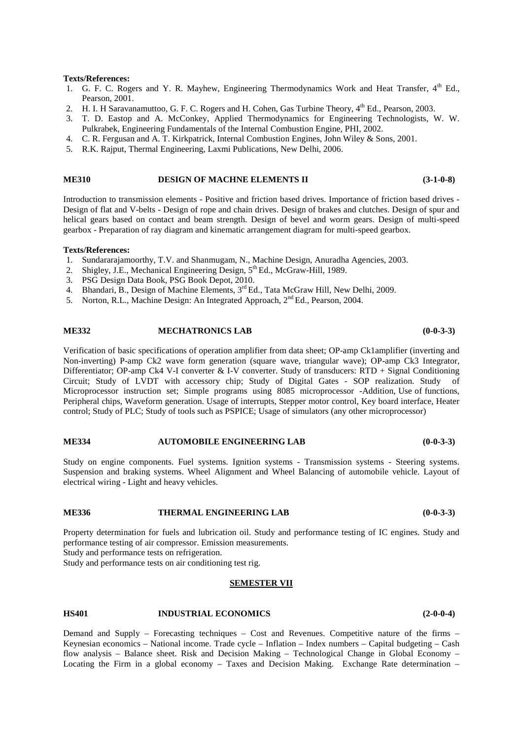**Texts/References:**

1. G. F. C. Rogers and Y. R. Mayhew, Engineering Thermodynamics Work and Heat Transfer, 4th Ed., Pearson, 2001.
2. H. I. H Saravanamuttoo, G. F. C. Rogers and H. Cohen, Gas Turbine Theory, 4th Ed., Pearson, 2003.
3. T. D. Eastop and A. McConkey, Applied Thermodynamics for Engineering Technologists, W. W. Pulkrabek, Engineering Fundamentals of the Internal Combustion Engine, PHI, 2002.
4. C. R. Fergusan and A. T. Kirkpatrick, Internal Combustion Engines, John Wiley & Sons, 2001.
5. R.K. Rajput, Thermal Engineering, Laxmi Publications, New Delhi, 2006.

### ME310 DESIGN OF MACHNE ELEMENTS II (3-1-0-8)

Introduction to transmission elements - Positive and friction based drives. Importance of friction based drives - Design of flat and V-belts - Design of rope and chain drives. Design of brakes and clutches. Design of spur and helical gears based on contact and beam strength. Design of bevel and worm gears. Design of multi-speed gearbox - Preparation of ray diagram and kinematic arrangement diagram for multi-speed gearbox.

**Texts/References:**

1. Sundararajamoorthy, T.V. and Shanmugam, N., Machine Design, Anuradha Agencies, 2003.
2. Shigley, J.E., Mechanical Engineering Design, 5th Ed., McGraw-Hill, 1989.
3. PSG Design Data Book, PSG Book Depot, 2010.
4. Bhandari, B., Design of Machine Elements, 3rd Ed., Tata McGraw Hill, New Delhi, 2009.
5. Norton, R.L., Machine Design: An Integrated Approach, 2nd Ed., Pearson, 2004.

### ME332 MECHATRONICS LAB (0-0-3-3)

Verification of basic specifications of operation amplifier from data sheet; OP-amp Ck1amplifier (inverting and Non-inverting) P-amp Ck2 wave form generation (square wave, triangular wave); OP-amp Ck3 Integrator, Differentiator; OP-amp Ck4 V-I converter & I-V converter. Study of transducers: RTD + Signal Conditioning Circuit; Study of LVDT with accessory chip; Study of Digital Gates - SOP realization. Study of Microprocessor instruction set; Simple programs using 8085 microprocessor -Addition, Use of functions, Peripheral chips, Waveform generation. Usage of interrupts, Stepper motor control, Key board interface, Heater control; Study of PLC; Study of tools such as PSPICE; Usage of simulators (any other microprocessor)

### ME334 AUTOMOBILE ENGINEERING LAB (0-0-3-3)

Study on engine components. Fuel systems. Ignition systems - Transmission systems - Steering systems. Suspension and braking systems. Wheel Alignment and Wheel Balancing of automobile vehicle. Layout of electrical wiring - Light and heavy vehicles.

### ME336 THERMAL ENGINEERING LAB (0-0-3-3)

Property determination for fuels and lubrication oil. Study and performance testing of IC engines. Study and performance testing of air compressor. Emission measurements.
Study and performance tests on refrigeration.
Study and performance tests on air conditioning test rig.

## SEMESTER VII

### HS401 INDUSTRIAL ECONOMICS (2-0-0-4)

Demand and Supply – Forecasting techniques – Cost and Revenues. Competitive nature of the firms – Keynesian economics – National income. Trade cycle – Inflation – Index numbers – Capital budgeting – Cash flow analysis – Balance sheet. Risk and Decision Making – Technological Change in Global Economy – Locating the Firm in a global economy – Taxes and Decision Making. Exchange Rate determination –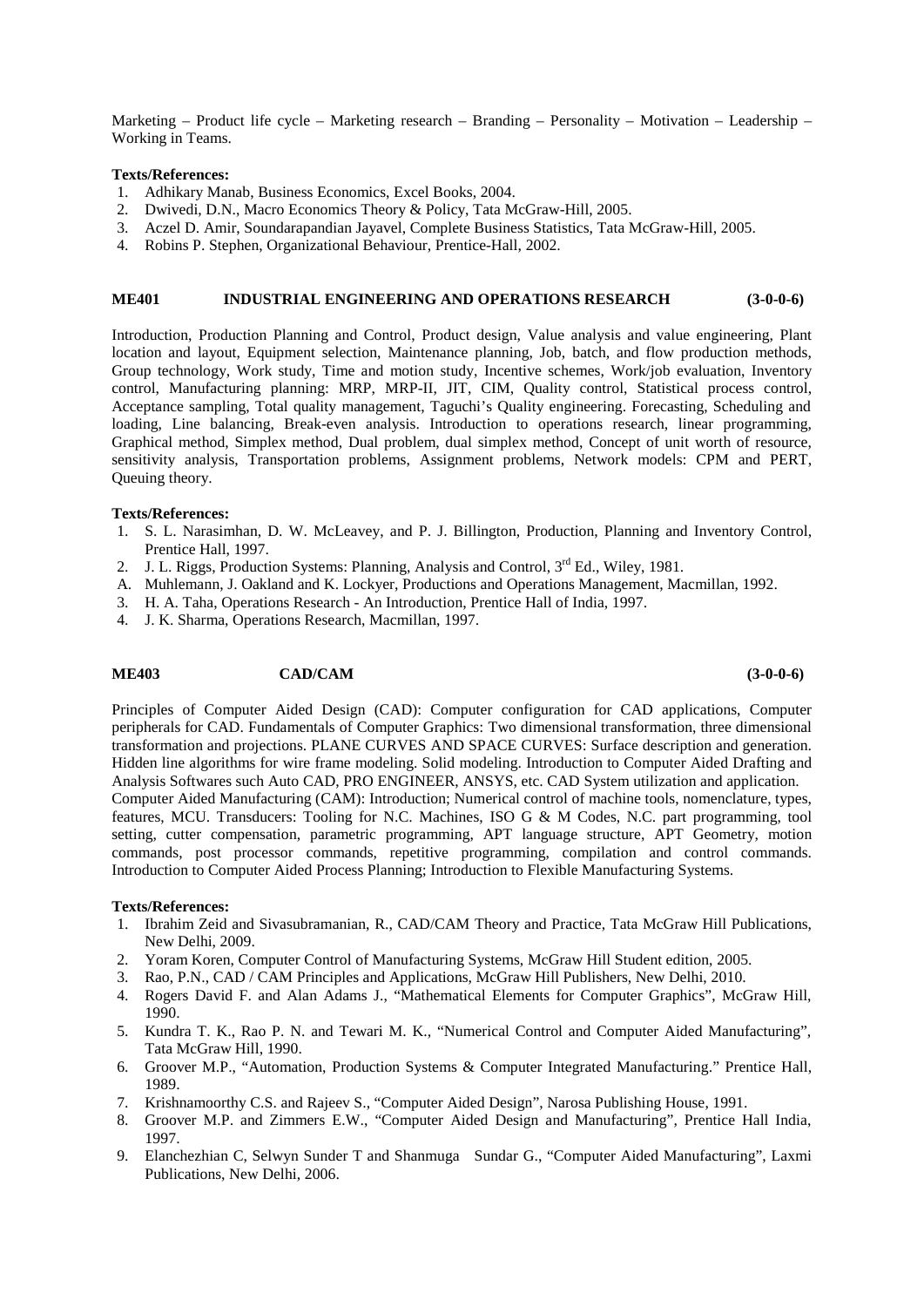Marketing – Product life cycle – Marketing research – Branding – Personality – Motivation – Leadership – Working in Teams.

**Texts/References:**

1. Adhikary Manab, Business Economics, Excel Books, 2004.
2. Dwivedi, D.N., Macro Economics Theory & Policy, Tata McGraw-Hill, 2005.
3. Aczel D. Amir, Soundarapandian Jayavel, Complete Business Statistics, Tata McGraw-Hill, 2005.
4. Robins P. Stephen, Organizational Behaviour, Prentice-Hall, 2002.

## ME401 INDUSTRIAL ENGINEERING AND OPERATIONS RESEARCH (3-0-0-6)

Introduction, Production Planning and Control, Product design, Value analysis and value engineering, Plant location and layout, Equipment selection, Maintenance planning, Job, batch, and flow production methods, Group technology, Work study, Time and motion study, Incentive schemes, Work/job evaluation, Inventory control, Manufacturing planning: MRP, MRP-II, JIT, CIM, Quality control, Statistical process control, Acceptance sampling, Total quality management, Taguchi's Quality engineering. Forecasting, Scheduling and loading, Line balancing, Break-even analysis. Introduction to operations research, linear programming, Graphical method, Simplex method, Dual problem, dual simplex method, Concept of unit worth of resource, sensitivity analysis, Transportation problems, Assignment problems, Network models: CPM and PERT, Queuing theory.

**Texts/References:**

1. S. L. Narasimhan, D. W. McLeavey, and P. J. Billington, Production, Planning and Inventory Control, Prentice Hall, 1997.
2. J. L. Riggs, Production Systems: Planning, Analysis and Control, 3rd Ed., Wiley, 1981.

A. Muhlemann, J. Oakland and K. Lockyer, Productions and Operations Management, Macmillan, 1992.

3. H. A. Taha, Operations Research - An Introduction, Prentice Hall of India, 1997.
4. J. K. Sharma, Operations Research, Macmillan, 1997.

## ME403 CAD/CAM (3-0-0-6)

Principles of Computer Aided Design (CAD): Computer configuration for CAD applications, Computer peripherals for CAD. Fundamentals of Computer Graphics: Two dimensional transformation, three dimensional transformation and projections. PLANE CURVES AND SPACE CURVES: Surface description and generation. Hidden line algorithms for wire frame modeling. Solid modeling. Introduction to Computer Aided Drafting and Analysis Softwares such Auto CAD, PRO ENGINEER, ANSYS, etc. CAD System utilization and application.
Computer Aided Manufacturing (CAM): Introduction; Numerical control of machine tools, nomenclature, types, features, MCU. Transducers: Tooling for N.C. Machines, ISO G & M Codes, N.C. part programming, tool setting, cutter compensation, parametric programming, APT language structure, APT Geometry, motion commands, post processor commands, repetitive programming, compilation and control commands. Introduction to Computer Aided Process Planning; Introduction to Flexible Manufacturing Systems.

**Texts/References:**

1. Ibrahim Zeid and Sivasubramanian, R., CAD/CAM Theory and Practice, Tata McGraw Hill Publications, New Delhi, 2009.
2. Yoram Koren, Computer Control of Manufacturing Systems, McGraw Hill Student edition, 2005.
3. Rao, P.N., CAD / CAM Principles and Applications, McGraw Hill Publishers, New Delhi, 2010.
4. Rogers David F. and Alan Adams J., "Mathematical Elements for Computer Graphics", McGraw Hill, 1990.
5. Kundra T. K., Rao P. N. and Tewari M. K., "Numerical Control and Computer Aided Manufacturing", Tata McGraw Hill, 1990.
6. Groover M.P., "Automation, Production Systems & Computer Integrated Manufacturing." Prentice Hall, 1989.
7. Krishnamoorthy C.S. and Rajeev S., "Computer Aided Design", Narosa Publishing House, 1991.
8. Groover M.P. and Zimmers E.W., "Computer Aided Design and Manufacturing", Prentice Hall India, 1997.
9. Elanchezhian C, Selwyn Sunder T and Shanmuga Sundar G., "Computer Aided Manufacturing", Laxmi Publications, New Delhi, 2006.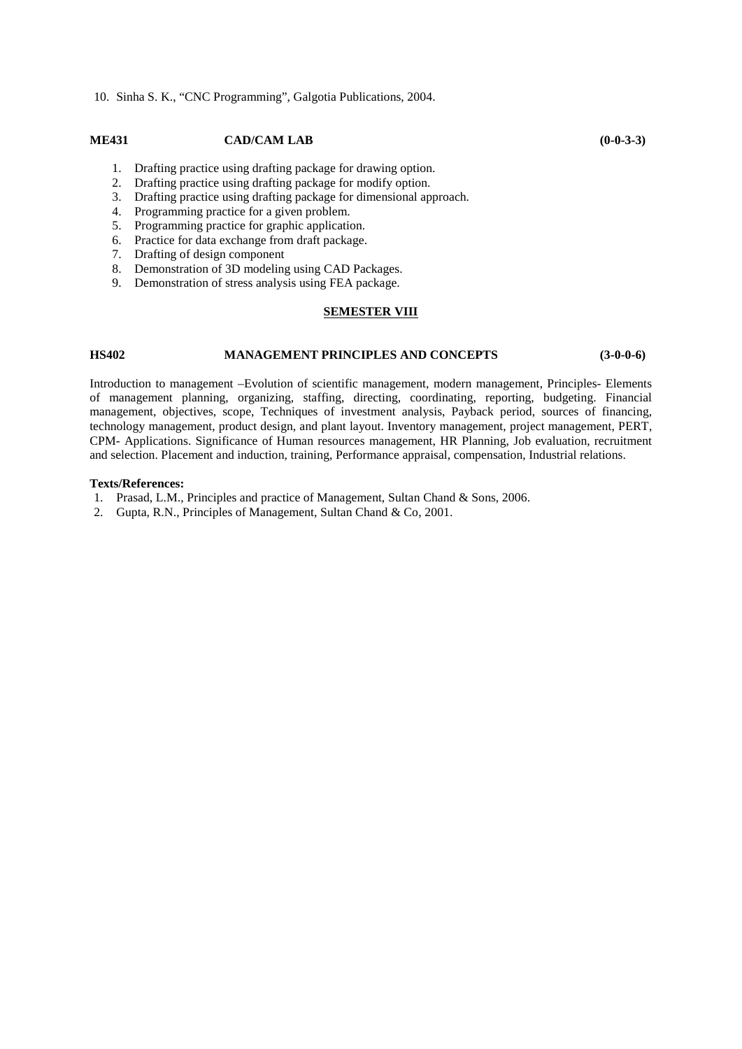10. Sinha S. K., "CNC Programming", Galgotia Publications, 2004.

**ME431 CAD/CAM LAB (0-0-3-3)**

1. Drafting practice using drafting package for drawing option.
2. Drafting practice using drafting package for modify option.
3. Drafting practice using drafting package for dimensional approach.
4. Programming practice for a given problem.
5. Programming practice for graphic application.
6. Practice for data exchange from draft package.
7. Drafting of design component
8. Demonstration of 3D modeling using CAD Packages.
9. Demonstration of stress analysis using FEA package.

## SEMESTER VIII

**HS402 MANAGEMENT PRINCIPLES AND CONCEPTS (3-0-0-6)**

Introduction to management –Evolution of scientific management, modern management, Principles- Elements of management planning, organizing, staffing, directing, coordinating, reporting, budgeting. Financial management, objectives, scope, Techniques of investment analysis, Payback period, sources of financing, technology management, product design, and plant layout. Inventory management, project management, PERT, CPM- Applications. Significance of Human resources management, HR Planning, Job evaluation, recruitment and selection. Placement and induction, training, Performance appraisal, compensation, Industrial relations.

**Texts/References:**

1. Prasad, L.M., Principles and practice of Management, Sultan Chand & Sons, 2006.
2. Gupta, R.N., Principles of Management, Sultan Chand & Co, 2001.